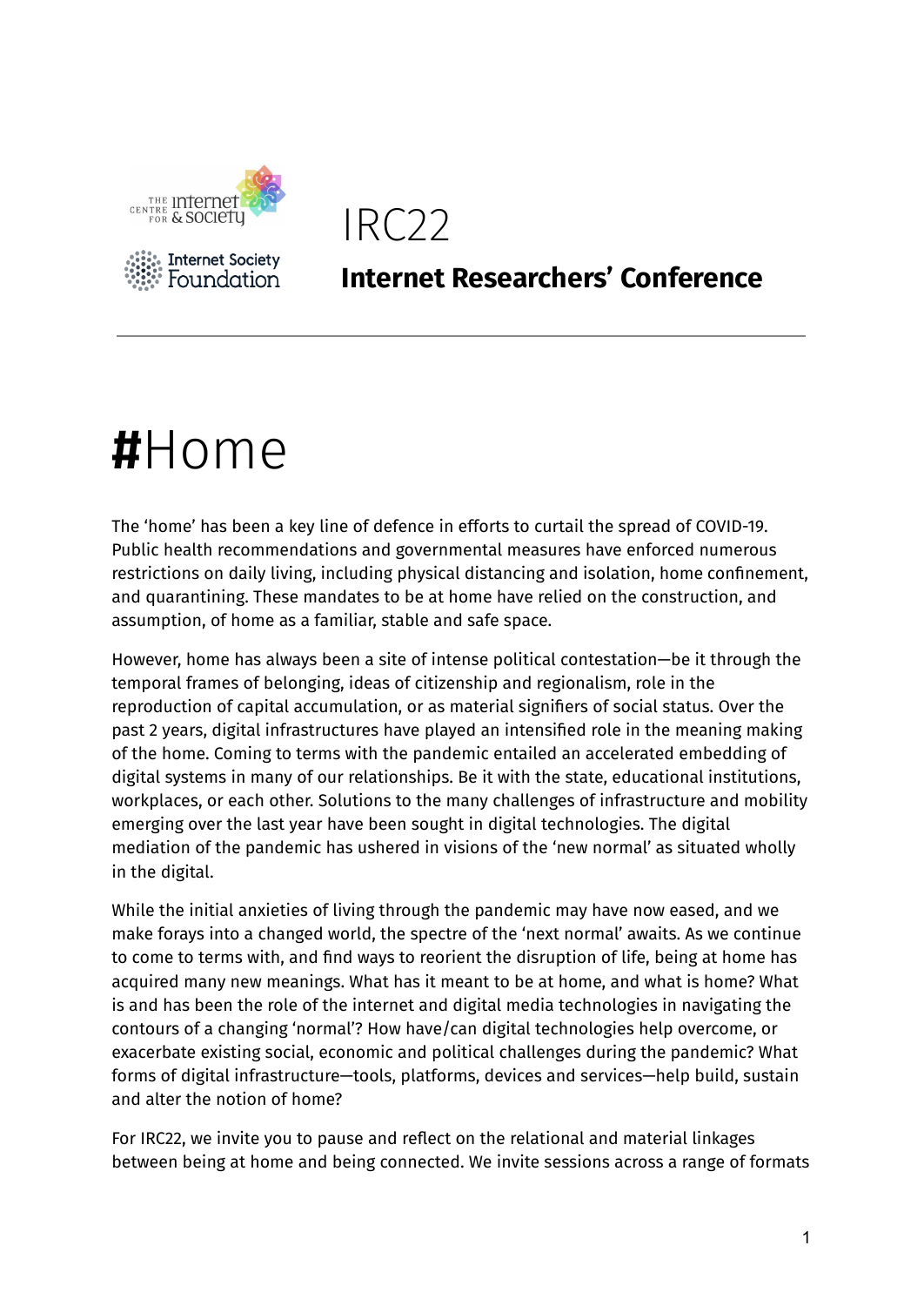IRC22

**Internet Researchers' Conference**

# #Home

The 'home' has been a key line of defence in efforts to curtail the spread of COVID-19. Public health recommendations and governmental measures have enforced numerous restrictions on daily living, including physical distancing and isolation, home confinement, and quarantining. These mandates to be at home have relied on the construction, and assumption, of home as a familiar, stable and safe space.

However, home has always been a site of intense political contestation—be it through the temporal frames of belonging, ideas of citizenship and regionalism, role in the reproduction of capital accumulation, or as material signifiers of social status. Over the past 2 years, digital infrastructures have played an intensified role in the meaning making of the home. Coming to terms with the pandemic entailed an accelerated embedding of digital systems in many of our relationships. Be it with the state, educational institutions, workplaces, or each other. Solutions to the many challenges of infrastructure and mobility emerging over the last year have been sought in digital technologies. The digital mediation of the pandemic has ushered in visions of the 'new normal' as situated wholly in the digital.

While the initial anxieties of living through the pandemic may have now eased, and we make forays into a changed world, the spectre of the 'next normal' awaits. As we continue to come to terms with, and find ways to reorient the disruption of life, being at home has acquired many new meanings. What has it meant to be at home, and what is home? What is and has been the role of the internet and digital media technologies in navigating the contours of a changing 'normal'? How have/can digital technologies help overcome, or exacerbate existing social, economic and political challenges during the pandemic? What forms of digital infrastructure—tools, platforms, devices and services—help build, sustain and alter the notion of home?

For IRC22, we invite you to pause and reflect on the relational and material linkages between being at home and being connected. We invite sessions across a range of formats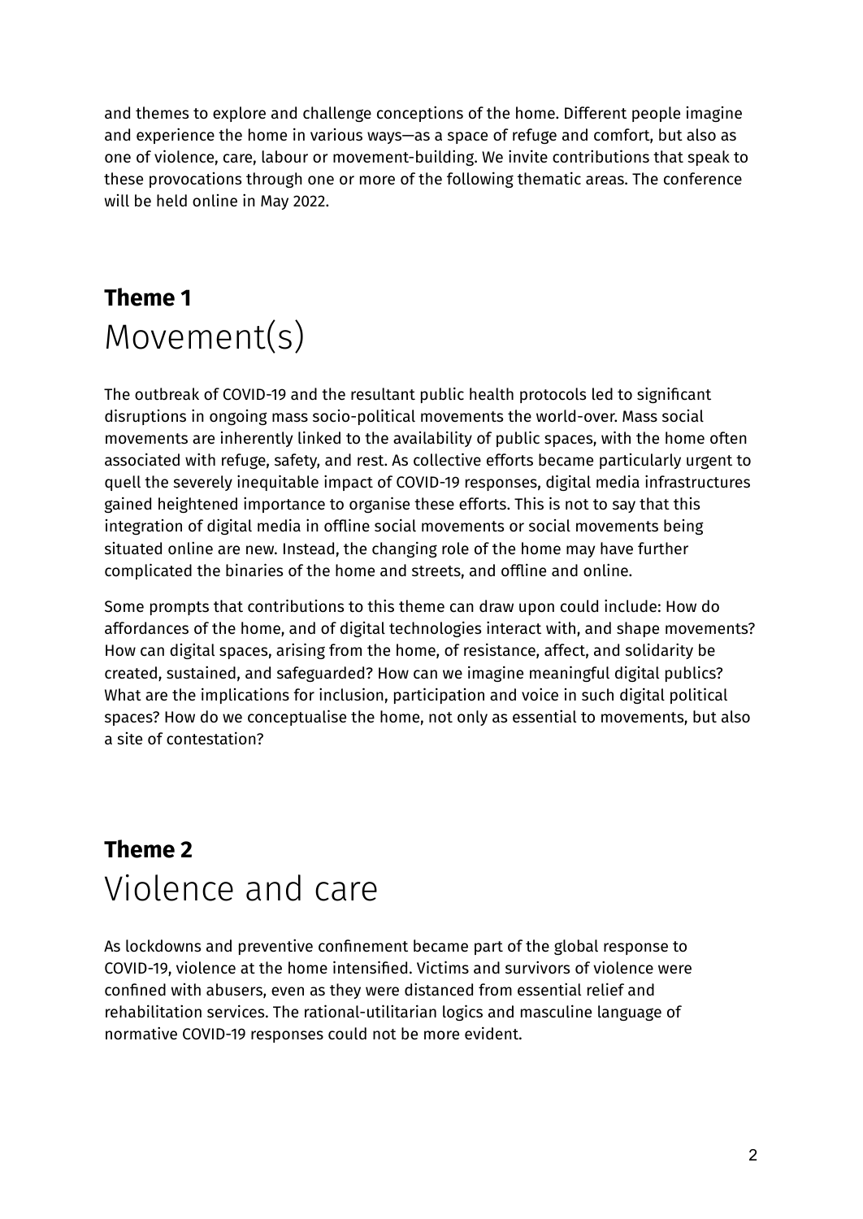and themes to explore and challenge conceptions of the home. Different people imagine and experience the home in various ways—as a space of refuge and comfort, but also as one of violence, care, labour or movement-building. We invite contributions that speak to these provocations through one or more of the following thematic areas. The conference will be held online in May 2022.

## Theme 1
# Movement(s)

The outbreak of COVID-19 and the resultant public health protocols led to significant disruptions in ongoing mass socio-political movements the world-over. Mass social movements are inherently linked to the availability of public spaces, with the home often associated with refuge, safety, and rest. As collective efforts became particularly urgent to quell the severely inequitable impact of COVID-19 responses, digital media infrastructures gained heightened importance to organise these efforts. This is not to say that this integration of digital media in offline social movements or social movements being situated online are new. Instead, the changing role of the home may have further complicated the binaries of the home and streets, and offline and online.

Some prompts that contributions to this theme can draw upon could include: How do affordances of the home, and of digital technologies interact with, and shape movements? How can digital spaces, arising from the home, of resistance, affect, and solidarity be created, sustained, and safeguarded? How can we imagine meaningful digital publics? What are the implications for inclusion, participation and voice in such digital political spaces? How do we conceptualise the home, not only as essential to movements, but also a site of contestation?

## Theme 2
# Violence and care

As lockdowns and preventive confinement became part of the global response to COVID-19, violence at the home intensified. Victims and survivors of violence were confined with abusers, even as they were distanced from essential relief and rehabilitation services. The rational-utilitarian logics and masculine language of normative COVID-19 responses could not be more evident.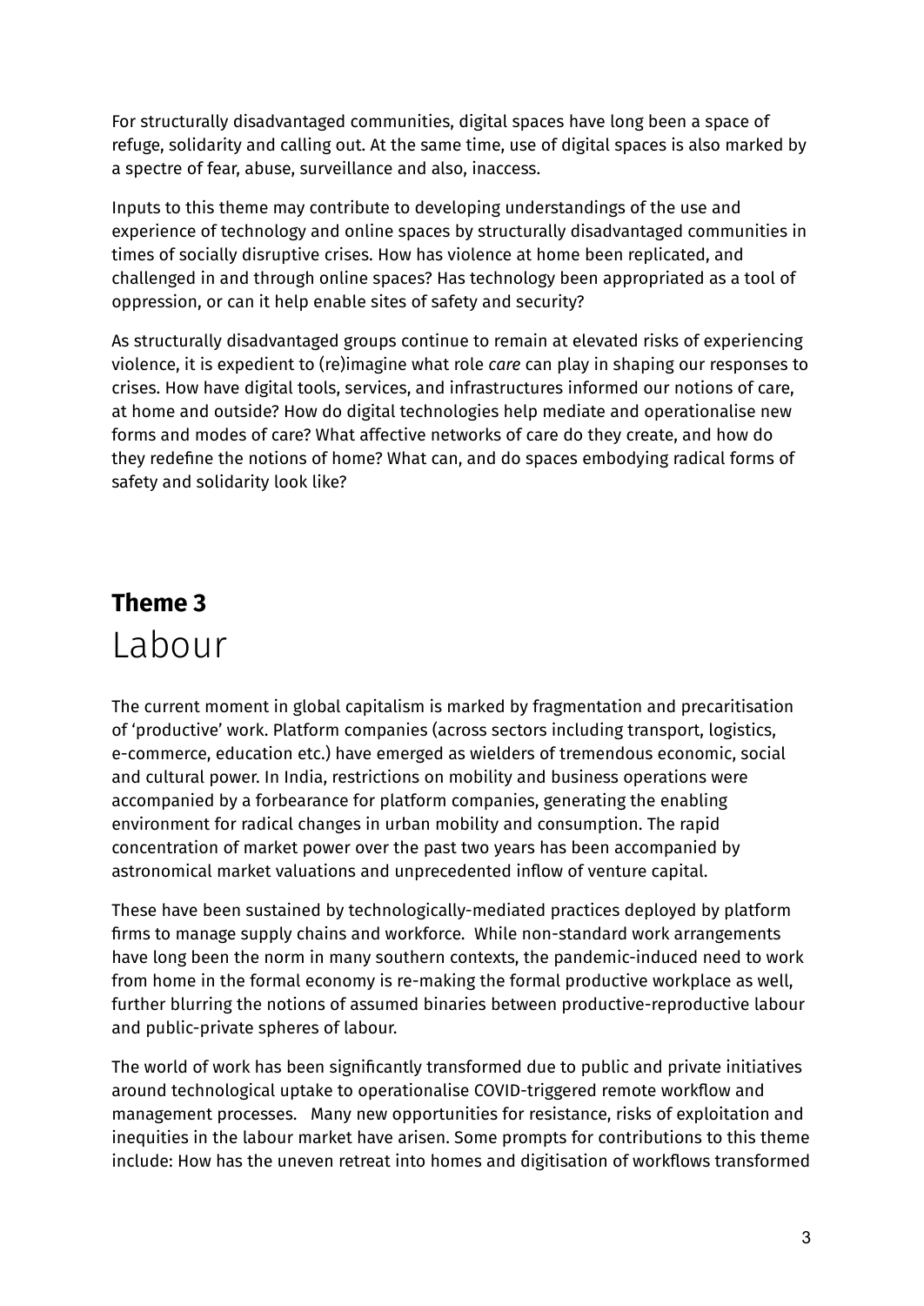For structurally disadvantaged communities, digital spaces have long been a space of refuge, solidarity and calling out. At the same time, use of digital spaces is also marked by a spectre of fear, abuse, surveillance and also, inaccess.

Inputs to this theme may contribute to developing understandings of the use and experience of technology and online spaces by structurally disadvantaged communities in times of socially disruptive crises. How has violence at home been replicated, and challenged in and through online spaces? Has technology been appropriated as a tool of oppression, or can it help enable sites of safety and security?

As structurally disadvantaged groups continue to remain at elevated risks of experiencing violence, it is expedient to (re)imagine what role *care* can play in shaping our responses to crises. How have digital tools, services, and infrastructures informed our notions of care, at home and outside? How do digital technologies help mediate and operationalise new forms and modes of care? What affective networks of care do they create, and how do they redefine the notions of home? What can, and do spaces embodying radical forms of safety and solidarity look like?

## **Theme 3**
# Labour

The current moment in global capitalism is marked by fragmentation and precaritisation of 'productive' work. Platform companies (across sectors including transport, logistics, e-commerce, education etc.) have emerged as wielders of tremendous economic, social and cultural power. In India, restrictions on mobility and business operations were accompanied by a forbearance for platform companies, generating the enabling environment for radical changes in urban mobility and consumption. The rapid concentration of market power over the past two years has been accompanied by astronomical market valuations and unprecedented inflow of venture capital.

These have been sustained by technologically-mediated practices deployed by platform firms to manage supply chains and workforce. While non-standard work arrangements have long been the norm in many southern contexts, the pandemic-induced need to work from home in the formal economy is re-making the formal productive workplace as well, further blurring the notions of assumed binaries between productive-reproductive labour and public-private spheres of labour.

The world of work has been significantly transformed due to public and private initiatives around technological uptake to operationalise COVID-triggered remote workflow and management processes. Many new opportunities for resistance, risks of exploitation and inequities in the labour market have arisen. Some prompts for contributions to this theme include: How has the uneven retreat into homes and digitisation of workflows transformed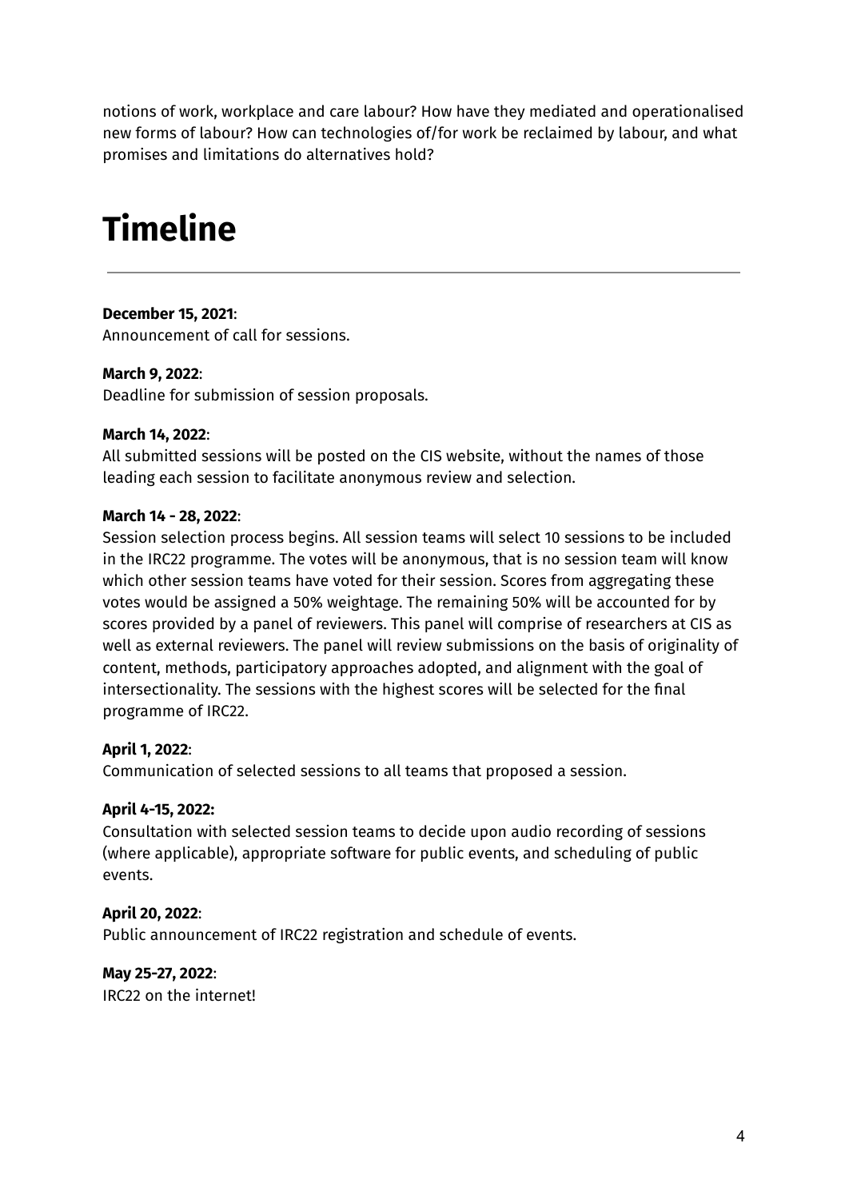notions of work, workplace and care labour? How have they mediated and operationalised new forms of labour? How can technologies of/for work be reclaimed by labour, and what promises and limitations do alternatives hold?

# Timeline

**December 15, 2021**:
Announcement of call for sessions.

**March 9, 2022**:
Deadline for submission of session proposals.

**March 14, 2022**:
All submitted sessions will be posted on the CIS website, without the names of those leading each session to facilitate anonymous review and selection.

**March 14 - 28, 2022**:
Session selection process begins. All session teams will select 10 sessions to be included in the IRC22 programme. The votes will be anonymous, that is no session team will know which other session teams have voted for their session. Scores from aggregating these votes would be assigned a 50% weightage. The remaining 50% will be accounted for by scores provided by a panel of reviewers. This panel will comprise of researchers at CIS as well as external reviewers. The panel will review submissions on the basis of originality of content, methods, participatory approaches adopted, and alignment with the goal of intersectionality. The sessions with the highest scores will be selected for the final programme of IRC22.

**April 1, 2022**:
Communication of selected sessions to all teams that proposed a session.

**April 4-15, 2022:**
Consultation with selected session teams to decide upon audio recording of sessions (where applicable), appropriate software for public events, and scheduling of public events.

**April 20, 2022**:
Public announcement of IRC22 registration and schedule of events.

**May 25-27, 2022**:
IRC22 on the internet!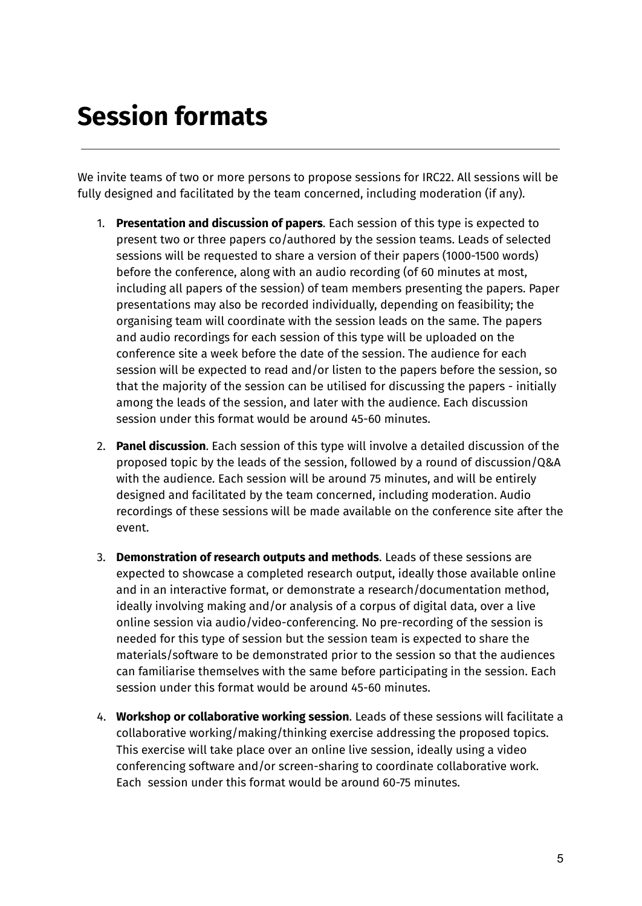# Session formats

We invite teams of two or more persons to propose sessions for IRC22. All sessions will be fully designed and facilitated by the team concerned, including moderation (if any).

1. **Presentation and discussion of papers**. Each session of this type is expected to present two or three papers co/authored by the session teams. Leads of selected sessions will be requested to share a version of their papers (1000-1500 words) before the conference, along with an audio recording (of 60 minutes at most, including all papers of the session) of team members presenting the papers. Paper presentations may also be recorded individually, depending on feasibility; the organising team will coordinate with the session leads on the same. The papers and audio recordings for each session of this type will be uploaded on the conference site a week before the date of the session. The audience for each session will be expected to read and/or listen to the papers before the session, so that the majority of the session can be utilised for discussing the papers - initially among the leads of the session, and later with the audience. Each discussion session under this format would be around 45-60 minutes.

2. **Panel discussion**. Each session of this type will involve a detailed discussion of the proposed topic by the leads of the session, followed by a round of discussion/Q&A with the audience. Each session will be around 75 minutes, and will be entirely designed and facilitated by the team concerned, including moderation. Audio recordings of these sessions will be made available on the conference site after the event.

3. **Demonstration of research outputs and methods**. Leads of these sessions are expected to showcase a completed research output, ideally those available online and in an interactive format, or demonstrate a research/documentation method, ideally involving making and/or analysis of a corpus of digital data, over a live online session via audio/video-conferencing. No pre-recording of the session is needed for this type of session but the session team is expected to share the materials/software to be demonstrated prior to the session so that the audiences can familiarise themselves with the same before participating in the session. Each session under this format would be around 45-60 minutes.

4. **Workshop or collaborative working session**. Leads of these sessions will facilitate a collaborative working/making/thinking exercise addressing the proposed topics. This exercise will take place over an online live session, ideally using a video conferencing software and/or screen-sharing to coordinate collaborative work. Each session under this format would be around 60-75 minutes.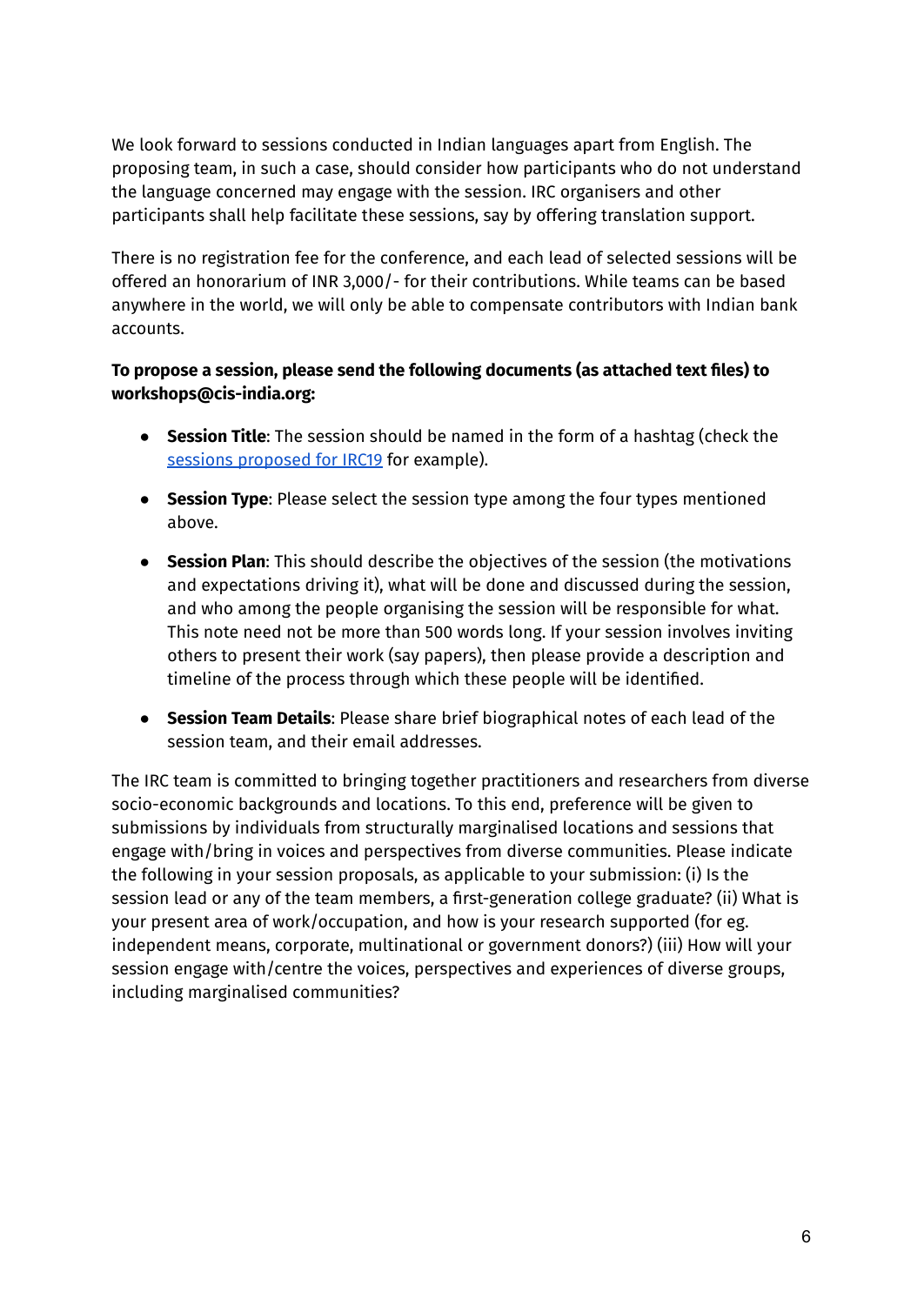We look forward to sessions conducted in Indian languages apart from English. The proposing team, in such a case, should consider how participants who do not understand the language concerned may engage with the session. IRC organisers and other participants shall help facilitate these sessions, say by offering translation support.

There is no registration fee for the conference, and each lead of selected sessions will be offered an honorarium of INR 3,000/- for their contributions. While teams can be based anywhere in the world, we will only be able to compensate contributors with Indian bank accounts.

**To propose a session, please send the following documents (as attached text files) to workshops@cis-india.org:**

- **Session Title**: The session should be named in the form of a hashtag (check the [sessions proposed for IRC19]() for example).
- **Session Type**: Please select the session type among the four types mentioned above.
- **Session Plan**: This should describe the objectives of the session (the motivations and expectations driving it), what will be done and discussed during the session, and who among the people organising the session will be responsible for what. This note need not be more than 500 words long. If your session involves inviting others to present their work (say papers), then please provide a description and timeline of the process through which these people will be identified.
- **Session Team Details**: Please share brief biographical notes of each lead of the session team, and their email addresses.

The IRC team is committed to bringing together practitioners and researchers from diverse socio-economic backgrounds and locations. To this end, preference will be given to submissions by individuals from structurally marginalised locations and sessions that engage with/bring in voices and perspectives from diverse communities. Please indicate the following in your session proposals, as applicable to your submission: (i) Is the session lead or any of the team members, a first-generation college graduate? (ii) What is your present area of work/occupation, and how is your research supported (for eg. independent means, corporate, multinational or government donors?) (iii) How will your session engage with/centre the voices, perspectives and experiences of diverse groups, including marginalised communities?